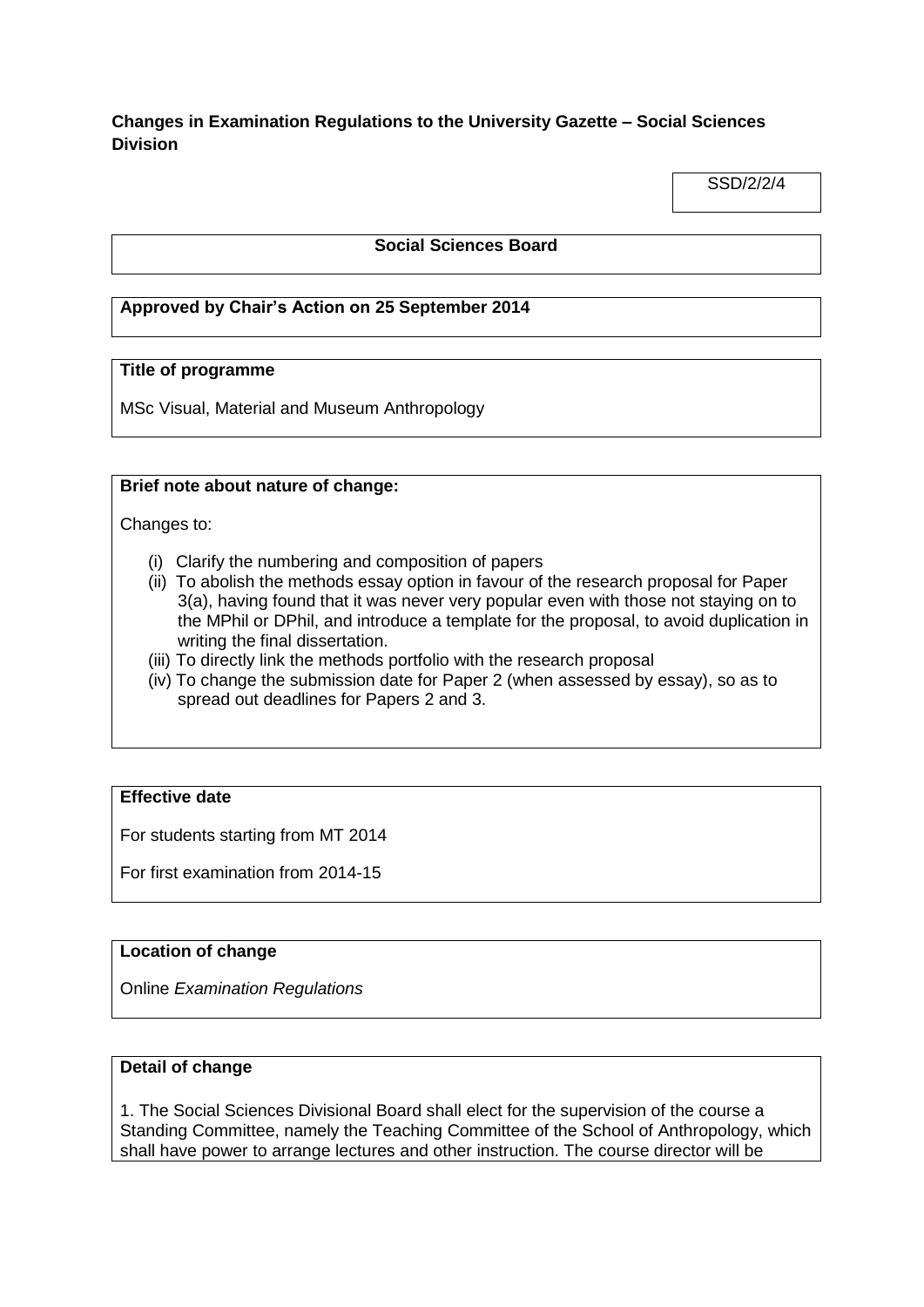**Changes in Examination Regulations to the University Gazette – Social Sciences Division**

SSD/2/2/4

**Social Sciences Board**

**Approved by Chair's Action on 25 September 2014**

**Title of programme**

MSc Visual, Material and Museum Anthropology

**Brief note about nature of change:**

Changes to:

(i) Clarify the numbering and composition of papers
(ii) To abolish the methods essay option in favour of the research proposal for Paper 3(a), having found that it was never very popular even with those not staying on to the MPhil or DPhil, and introduce a template for the proposal, to avoid duplication in writing the final dissertation.
(iii) To directly link the methods portfolio with the research proposal
(iv) To change the submission date for Paper 2 (when assessed by essay), so as to spread out deadlines for Papers 2 and 3.

**Effective date**

For students starting from MT 2014

For first examination from 2014-15

**Location of change**

Online *Examination Regulations*

**Detail of change**

1. The Social Sciences Divisional Board shall elect for the supervision of the course a Standing Committee, namely the Teaching Committee of the School of Anthropology, which shall have power to arrange lectures and other instruction. The course director will be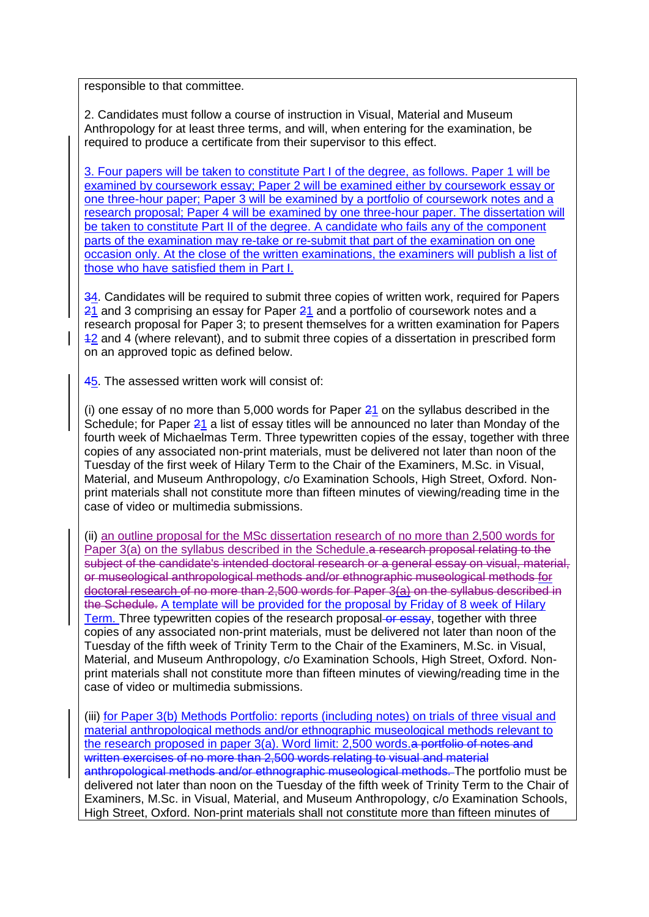responsible to that committee.

2. Candidates must follow a course of instruction in Visual, Material and Museum Anthropology for at least three terms, and will, when entering for the examination, be required to produce a certificate from their supervisor to this effect.

3. Four papers will be taken to constitute Part I of the degree, as follows. Paper 1 will be examined by coursework essay; Paper 2 will be examined either by coursework essay or one three-hour paper; Paper 3 will be examined by a portfolio of coursework notes and a research proposal; Paper 4 will be examined by one three-hour paper. The dissertation will be taken to constitute Part II of the degree. A candidate who fails any of the component parts of the examination may re-take or re-submit that part of the examination on one occasion only. At the close of the written examinations, the examiners will publish a list of those who have satisfied them in Part I.

~~3~~4. Candidates will be required to submit three copies of written work, required for Papers ~~2~~1 and 3 comprising an essay for Paper ~~2~~1 and a portfolio of coursework notes and a research proposal for Paper 3; to present themselves for a written examination for Papers ~~1~~2 and 4 (where relevant), and to submit three copies of a dissertation in prescribed form on an approved topic as defined below.

~~4~~5. The assessed written work will consist of:

(i) one essay of no more than 5,000 words for Paper ~~2~~1 on the syllabus described in the Schedule; for Paper ~~2~~1 a list of essay titles will be announced no later than Monday of the fourth week of Michaelmas Term. Three typewritten copies of the essay, together with three copies of any associated non-print materials, must be delivered not later than noon of the Tuesday of the first week of Hilary Term to the Chair of the Examiners, M.Sc. in Visual, Material, and Museum Anthropology, c/o Examination Schools, High Street, Oxford. Non-print materials shall not constitute more than fifteen minutes of viewing/reading time in the case of video or multimedia submissions.

(ii) an outline proposal for the MSc dissertation research of no more than 2,500 words for Paper 3(a) on the syllabus described in the Schedule.~~a research proposal relating to the subject of the candidate's intended doctoral research or a general essay on visual, material, or museological anthropological methods and/or ethnographic museological methods for doctoral research of no more than 2,500 words for Paper 3~~(a)~~ on the syllabus described in the Schedule.~~ A template will be provided for the proposal by Friday of 8 week of Hilary Term. Three typewritten copies of the research proposal~~ or essay~~, together with three copies of any associated non-print materials, must be delivered not later than noon of the Tuesday of the fifth week of Trinity Term to the Chair of the Examiners, M.Sc. in Visual, Material, and Museum Anthropology, c/o Examination Schools, High Street, Oxford. Non-print materials shall not constitute more than fifteen minutes of viewing/reading time in the case of video or multimedia submissions.

(iii) for Paper 3(b) Methods Portfolio: reports (including notes) on trials of three visual and material anthropological methods and/or ethnographic museological methods relevant to the research proposed in paper 3(a). Word limit: 2,500 words.~~a portfolio of notes and written exercises of no more than 2,500 words relating to visual and material anthropological methods and/or ethnographic museological methods.~~ The portfolio must be delivered not later than noon on the Tuesday of the fifth week of Trinity Term to the Chair of Examiners, M.Sc. in Visual, Material, and Museum Anthropology, c/o Examination Schools, High Street, Oxford. Non-print materials shall not constitute more than fifteen minutes of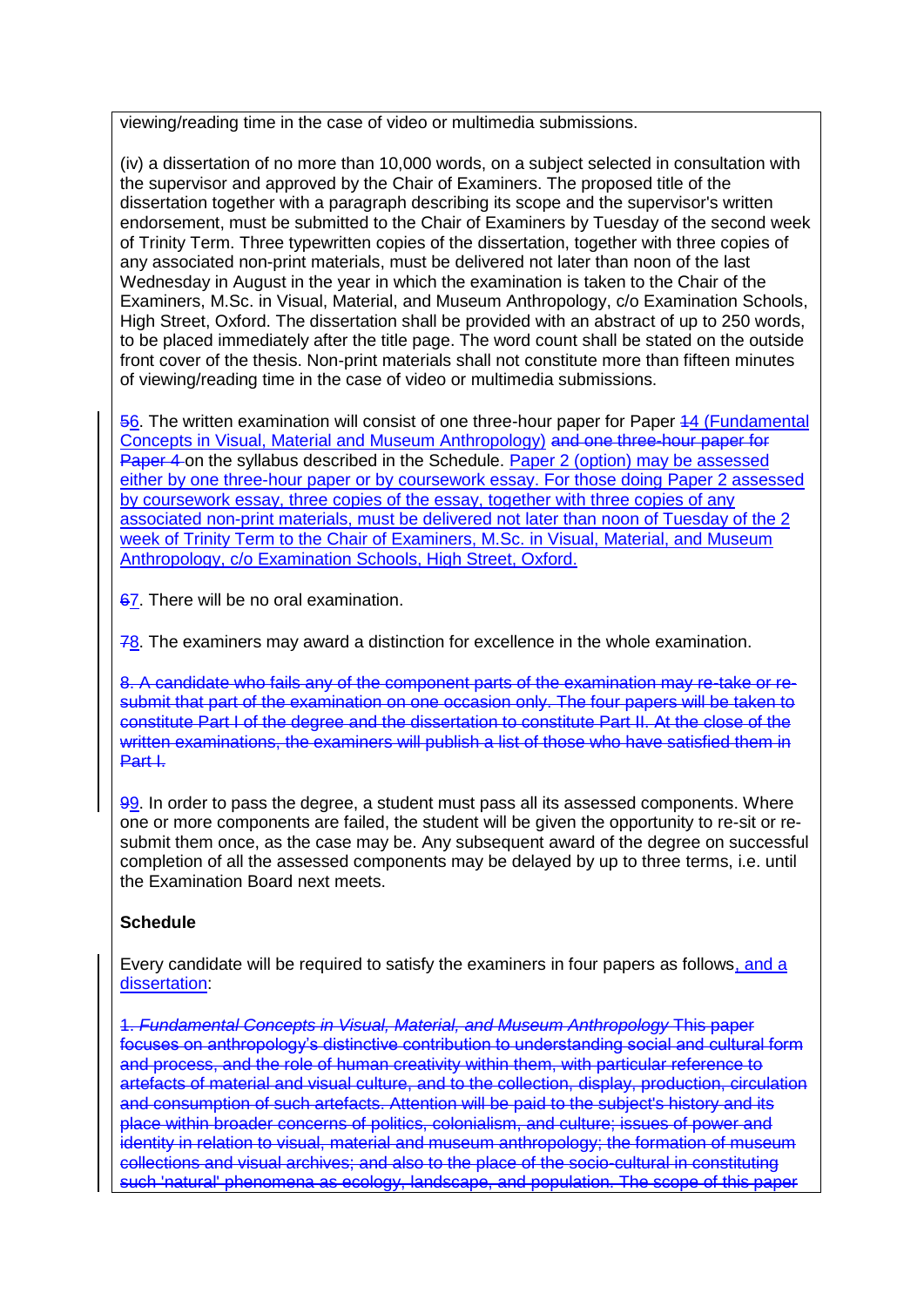viewing/reading time in the case of video or multimedia submissions.

(iv) a dissertation of no more than 10,000 words, on a subject selected in consultation with the supervisor and approved by the Chair of Examiners. The proposed title of the dissertation together with a paragraph describing its scope and the supervisor's written endorsement, must be submitted to the Chair of Examiners by Tuesday of the second week of Trinity Term. Three typewritten copies of the dissertation, together with three copies of any associated non-print materials, must be delivered not later than noon of the last Wednesday in August in the year in which the examination is taken to the Chair of the Examiners, M.Sc. in Visual, Material, and Museum Anthropology, c/o Examination Schools, High Street, Oxford. The dissertation shall be provided with an abstract of up to 250 words, to be placed immediately after the title page. The word count shall be stated on the outside front cover of the thesis. Non-print materials shall not constitute more than fifteen minutes of viewing/reading time in the case of video or multimedia submissions.

~~5~~6. The written examination will consist of one three-hour paper for Paper ~~1~~4 (Fundamental Concepts in Visual, Material and Museum Anthropology) ~~and one three-hour paper for Paper 4~~ on the syllabus described in the Schedule. Paper 2 (option) may be assessed either by one three-hour paper or by coursework essay. For those doing Paper 2 assessed by coursework essay, three copies of the essay, together with three copies of any associated non-print materials, must be delivered not later than noon of Tuesday of the 2 week of Trinity Term to the Chair of Examiners, M.Sc. in Visual, Material, and Museum Anthropology, c/o Examination Schools, High Street, Oxford.

~~6~~7. There will be no oral examination.

~~7~~8. The examiners may award a distinction for excellence in the whole examination.

~~8. A candidate who fails any of the component parts of the examination may re-take or re-submit that part of the examination on one occasion only. The four papers will be taken to constitute Part I of the degree and the dissertation to constitute Part II. At the close of the written examinations, the examiners will publish a list of those who have satisfied them in Part I.~~

~~9~~9. In order to pass the degree, a student must pass all its assessed components. Where one or more components are failed, the student will be given the opportunity to re-sit or re-submit them once, as the case may be. Any subsequent award of the degree on successful completion of all the assessed components may be delayed by up to three terms, i.e. until the Examination Board next meets.

**Schedule**

Every candidate will be required to satisfy the examiners in four papers as follows, and a dissertation:

~~1. *Fundamental Concepts in Visual, Material, and Museum Anthropology* This paper focuses on anthropology's distinctive contribution to understanding social and cultural form and process, and the role of human creativity within them, with particular reference to artefacts of material and visual culture, and to the collection, display, production, circulation and consumption of such artefacts. Attention will be paid to the subject's history and its place within broader concerns of politics, colonialism, and culture; issues of power and identity in relation to visual, material and museum anthropology; the formation of museum collections and visual archives; and also to the place of the socio-cultural in constituting such 'natural' phenomena as ecology, landscape, and population. The scope of this paper~~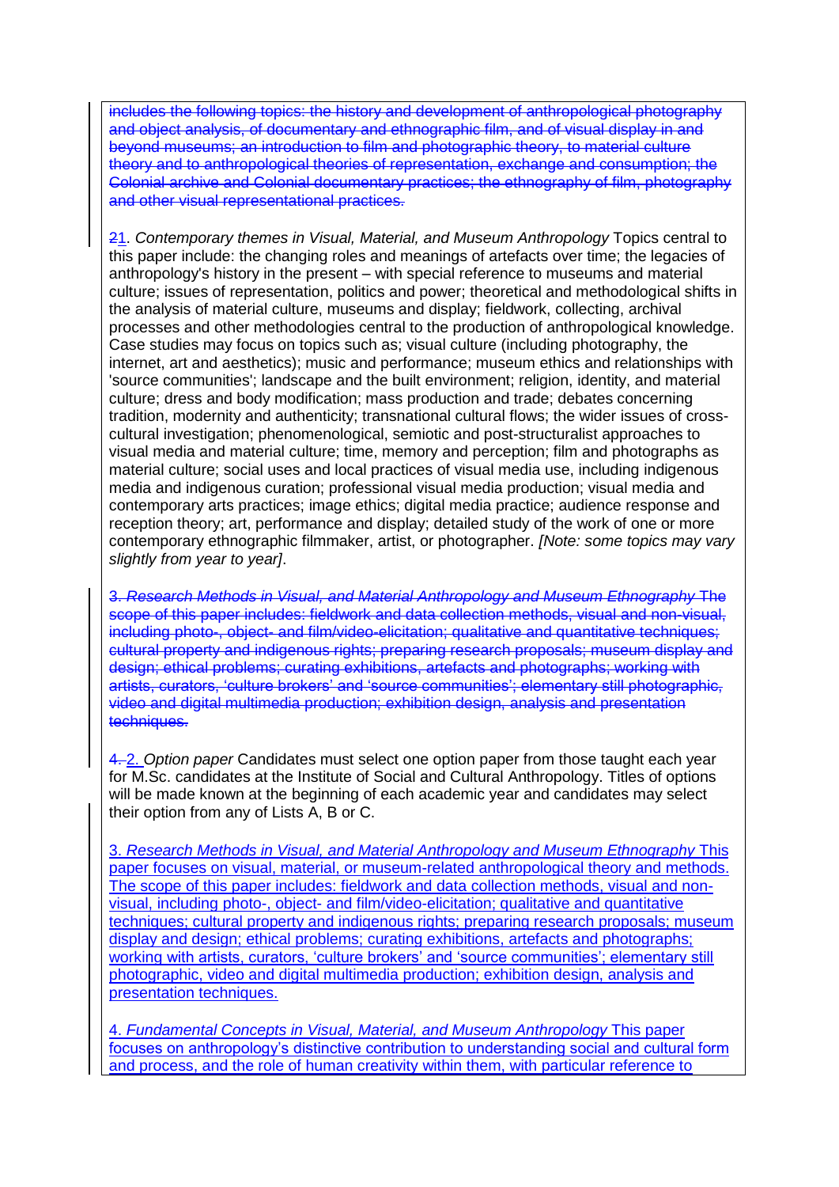~~includes the following topics: the history and development of anthropological photography and object analysis, of documentary and ethnographic film, and of visual display in and beyond museums; an introduction to film and photographic theory, to material culture theory and to anthropological theories of representation, exchange and consumption; the Colonial archive and Colonial documentary practices; the ethnography of film, photography and other visual representational practices.~~

~~2~~1. *Contemporary themes in Visual, Material, and Museum Anthropology* Topics central to this paper include: the changing roles and meanings of artefacts over time; the legacies of anthropology's history in the present – with special reference to museums and material culture; issues of representation, politics and power; theoretical and methodological shifts in the analysis of material culture, museums and display; fieldwork, collecting, archival processes and other methodologies central to the production of anthropological knowledge. Case studies may focus on topics such as; visual culture (including photography, the internet, art and aesthetics); music and performance; museum ethics and relationships with 'source communities'; landscape and the built environment; religion, identity, and material culture; dress and body modification; mass production and trade; debates concerning tradition, modernity and authenticity; transnational cultural flows; the wider issues of cross-cultural investigation; phenomenological, semiotic and post-structuralist approaches to visual media and material culture; time, memory and perception; film and photographs as material culture; social uses and local practices of visual media use, including indigenous media and indigenous curation; professional visual media production; visual media and contemporary arts practices; image ethics; digital media practice; audience response and reception theory; art, performance and display; detailed study of the work of one or more contemporary ethnographic filmmaker, artist, or photographer. *[Note: some topics may vary slightly from year to year]*.

~~3. *Research Methods in Visual, and Material Anthropology and Museum Ethnography* The scope of this paper includes: fieldwork and data collection methods, visual and non-visual, including photo-, object- and film/video-elicitation; qualitative and quantitative techniques; cultural property and indigenous rights; preparing research proposals; museum display and design; ethical problems; curating exhibitions, artefacts and photographs; working with artists, curators, 'culture brokers' and 'source communities'; elementary still photographic, video and digital multimedia production; exhibition design, analysis and presentation techniques.~~

~~4.~~ 2. *Option paper* Candidates must select one option paper from those taught each year for M.Sc. candidates at the Institute of Social and Cultural Anthropology. Titles of options will be made known at the beginning of each academic year and candidates may select their option from any of Lists A, B or C.

3. *Research Methods in Visual, and Material Anthropology and Museum Ethnography* This paper focuses on visual, material, or museum-related anthropological theory and methods. The scope of this paper includes: fieldwork and data collection methods, visual and non-visual, including photo-, object- and film/video-elicitation; qualitative and quantitative techniques; cultural property and indigenous rights; preparing research proposals; museum display and design; ethical problems; curating exhibitions, artefacts and photographs; working with artists, curators, 'culture brokers' and 'source communities'; elementary still photographic, video and digital multimedia production; exhibition design, analysis and presentation techniques.

4. *Fundamental Concepts in Visual, Material, and Museum Anthropology* This paper focuses on anthropology's distinctive contribution to understanding social and cultural form and process, and the role of human creativity within them, with particular reference to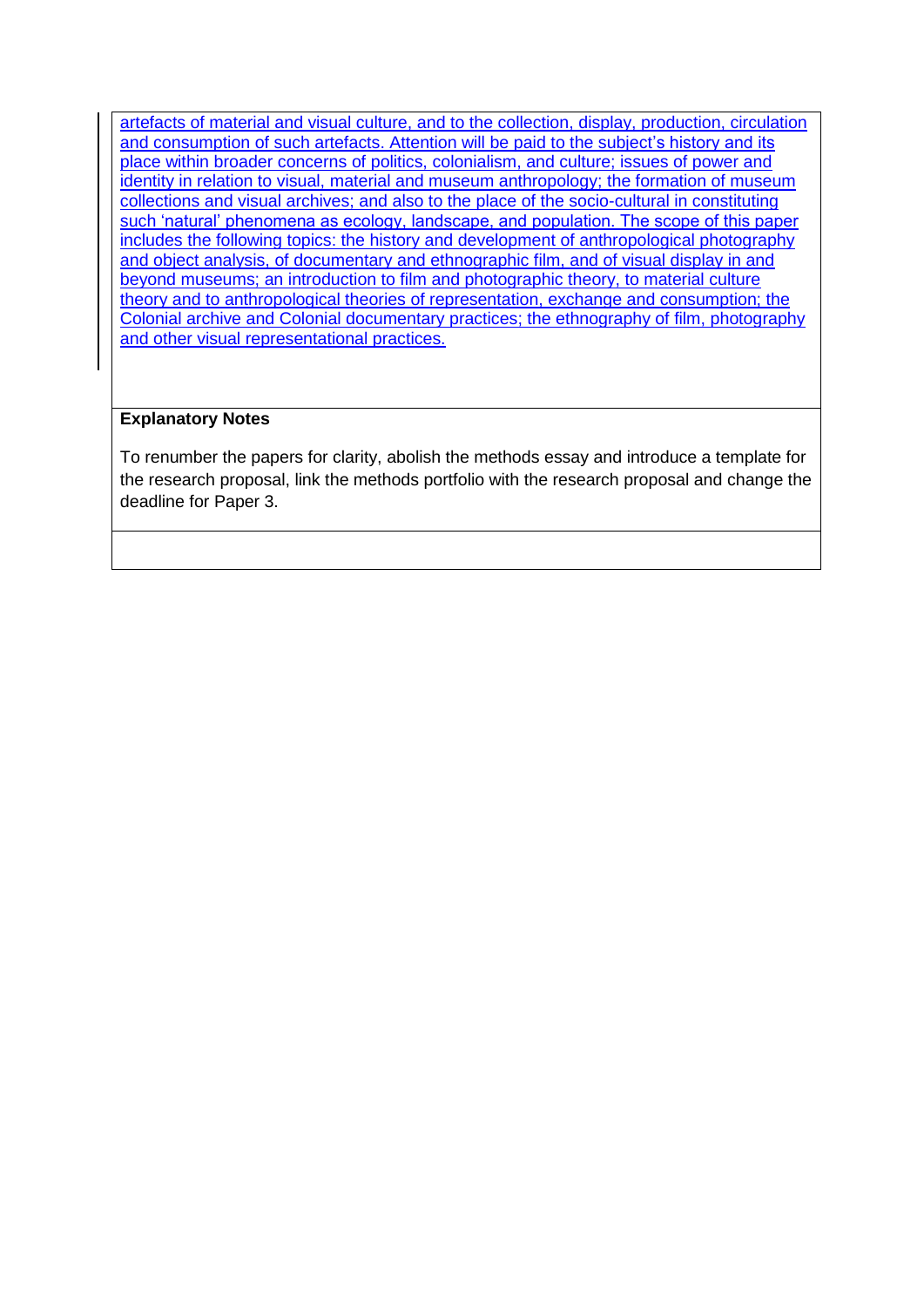artefacts of material and visual culture, and to the collection, display, production, circulation and consumption of such artefacts. Attention will be paid to the subject's history and its place within broader concerns of politics, colonialism, and culture; issues of power and identity in relation to visual, material and museum anthropology; the formation of museum collections and visual archives; and also to the place of the socio-cultural in constituting such 'natural' phenomena as ecology, landscape, and population. The scope of this paper includes the following topics: the history and development of anthropological photography and object analysis, of documentary and ethnographic film, and of visual display in and beyond museums; an introduction to film and photographic theory, to material culture theory and to anthropological theories of representation, exchange and consumption; the Colonial archive and Colonial documentary practices; the ethnography of film, photography and other visual representational practices.

**Explanatory Notes**

To renumber the papers for clarity, abolish the methods essay and introduce a template for the research proposal, link the methods portfolio with the research proposal and change the deadline for Paper 3.